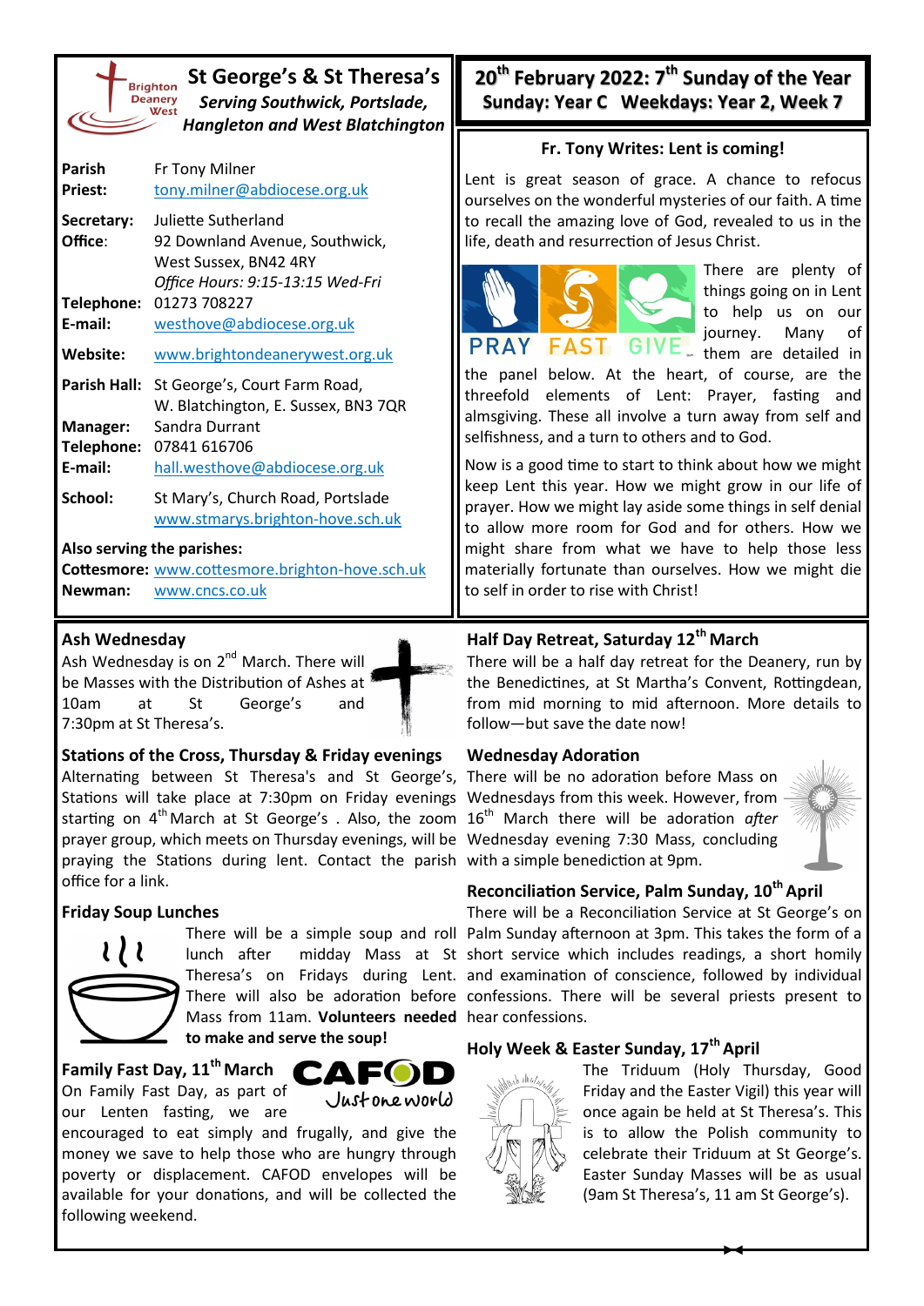# St George's & St Theresa's

***Serving Southwick, Portslade, Hangleton and West Blatchington***

| | |
|---|---|
| **Parish Priest:** | Fr Tony Milner<br>tony.milner@abdiocese.org.uk |
| **Secretary:** | Juliette Sutherland |
| **Office**: | 92 Downland Avenue, Southwick, West Sussex, BN42 4RY<br>*Office Hours: 9:15-13:15 Wed-Fri* |
| **Telephone:** | 01273 708227 |
| **E-mail:** | westhove@abdiocese.org.uk |
| **Website:** | www.brightondeanerywest.org.uk |
| **Parish Hall:** | St George's, Court Farm Road, W. Blatchington, E. Sussex, BN3 7QR |
| **Manager:** | Sandra Durrant |
| **Telephone:** | 07841 616706 |
| **E-mail:** | hall.westhove@abdiocese.org.uk |
| **School:** | St Mary's, Church Road, Portslade<br>www.stmarys.brighton-hove.sch.uk |

**Also serving the parishes:**

**Cottesmore:** www.cottesmore.brighton-hove.sch.uk

**Newman:** www.cncs.co.uk

## 20th February 2022: 7th Sunday of the Year
## Sunday: Year C Weekdays: Year 2, Week 7

### Fr. Tony Writes: Lent is coming!

Lent is great season of grace. A chance to refocus ourselves on the wonderful mysteries of our faith. A time to recall the amazing love of God, revealed to us in the life, death and resurrection of Jesus Christ.

PRAY FAST GIVE

There are plenty of things going on in Lent to help us on our journey. Many of them are detailed in the panel below. At the heart, of course, are the threefold elements of Lent: Prayer, fasting and almsgiving. These all involve a turn away from self and selfishness, and a turn to others and to God.

Now is a good time to start to think about how we might keep Lent this year. How we might grow in our life of prayer. How we might lay aside some things in self denial to allow more room for God and for others. How we might share from what we have to help those less materially fortunate than ourselves. How we might die to self in order to rise with Christ!

### Ash Wednesday

Ash Wednesday is on 2nd March. There will be Masses with the Distribution of Ashes at 10am at St George's and 7:30pm at St Theresa's.

### Stations of the Cross, Thursday & Friday evenings

Alternating between St Theresa's and St George's, Stations will take place at 7:30pm on Friday evenings starting on 4th March at St George's . Also, the zoom prayer group, which meets on Thursday evenings, will be praying the Stations during lent. Contact the parish office for a link.

### Friday Soup Lunches

There will be a simple soup and roll lunch after midday Mass at St Theresa's on Fridays during Lent. There will also be adoration before Mass from 11am. **Volunteers needed to make and serve the soup!**

### Family Fast Day, 11th March

CAFOD Just one world

On Family Fast Day, as part of our Lenten fasting, we are encouraged to eat simply and frugally, and give the money we save to help those who are hungry through poverty or displacement. CAFOD envelopes will be available for your donations, and will be collected the following weekend.

### Half Day Retreat, Saturday 12th March

There will be a half day retreat for the Deanery, run by the Benedictines, at St Martha's Convent, Rottingdean, from mid morning to mid afternoon. More details to follow—but save the date now!

### Wednesday Adoration

There will be no adoration before Mass on Wednesdays from this week. However, from 16th March there will be adoration *after* Wednesday evening 7:30 Mass, concluding with a simple benediction at 9pm.

### Reconciliation Service, Palm Sunday, 10th April

There will be a Reconciliation Service at St George's on Palm Sunday afternoon at 3pm. This takes the form of a short service which includes readings, a short homily and examination of conscience, followed by individual confessions. There will be several priests present to hear confessions.

### Holy Week & Easter Sunday, 17th April

The Triduum (Holy Thursday, Good Friday and the Easter Vigil) this year will once again be held at St Theresa's. This is to allow the Polish community to celebrate their Triduum at St George's. Easter Sunday Masses will be as usual (9am St Theresa's, 11 am St George's).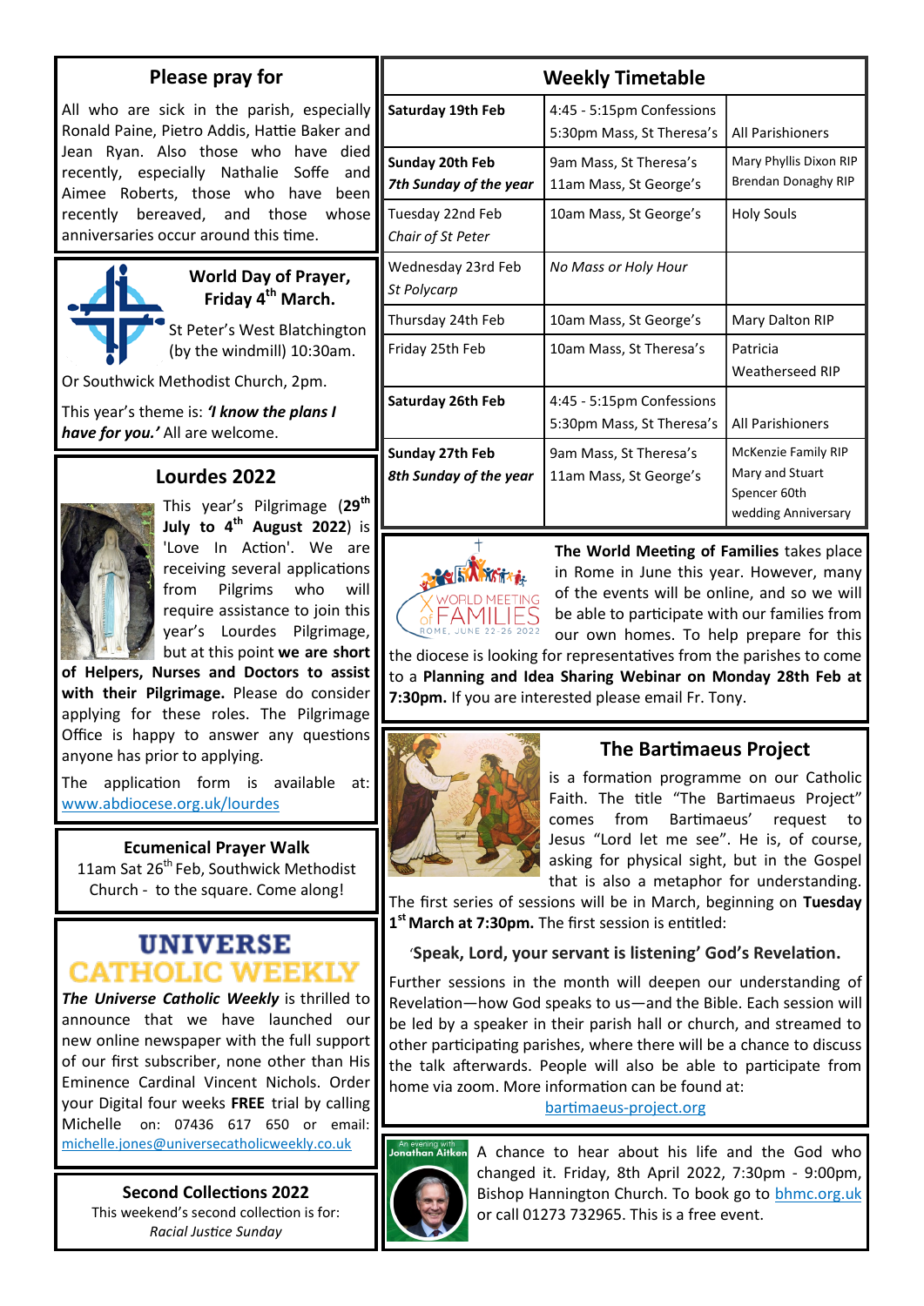## Please pray for

All who are sick in the parish, especially Ronald Paine, Pietro Addis, Hattie Baker and Jean Ryan. Also those who have died recently, especially Nathalie Soffe and Aimee Roberts, those who have been recently bereaved, and those whose anniversaries occur around this time.

## World Day of Prayer, Friday 4th March.

St Peter's West Blatchington (by the windmill) 10:30am.

Or Southwick Methodist Church, 2pm.

This year's theme is: ***'I know the plans I have for you.'*** All are welcome.

## Lourdes 2022

This year's Pilgrimage (**29th July to 4th August 2022**) is 'Love In Action'. We are receiving several applications from Pilgrims who will require assistance to join this year's Lourdes Pilgrimage, but at this point **we are short of Helpers, Nurses and Doctors to assist with their Pilgrimage.** Please do consider applying for these roles. The Pilgrimage Office is happy to answer any questions anyone has prior to applying.

The application form is available at: www.abdiocese.org.uk/lourdes

## Ecumenical Prayer Walk

11am Sat 26th Feb, Southwick Methodist Church - to the square. Come along!

## UNIVERSE CATHOLIC WEEKLY

***The Universe Catholic Weekly*** is thrilled to announce that we have launched our new online newspaper with the full support of our first subscriber, none other than His Eminence Cardinal Vincent Nichols. Order your Digital four weeks **FREE** trial by calling Michelle on: 07436 617 650 or email: michelle.jones@universecatholicweekly.co.uk

## Second Collections 2022

This weekend's second collection is for:

*Racial Justice Sunday*

## Weekly Timetable

| | | |
|---|---|---|
| **Saturday 19th Feb** | 4:45 - 5:15pm Confessions<br>5:30pm Mass, St Theresa's | All Parishioners |
| **Sunday 20th Feb**<br>***7th Sunday of the year*** | 9am Mass, St Theresa's<br>11am Mass, St George's | Mary Phyllis Dixon RIP<br>Brendan Donaghy RIP |
| Tuesday 22nd Feb<br>*Chair of St Peter* | 10am Mass, St George's | Holy Souls |
| Wednesday 23rd Feb<br>*St Polycarp* | *No Mass or Holy Hour* | |
| Thursday 24th Feb | 10am Mass, St George's | Mary Dalton RIP |
| Friday 25th Feb | 10am Mass, St Theresa's | Patricia Weatherseed RIP |
| **Saturday 26th Feb** | 4:45 - 5:15pm Confessions<br>5:30pm Mass, St Theresa's | All Parishioners |
| **Sunday 27th Feb**<br>***8th Sunday of the year*** | 9am Mass, St Theresa's<br>11am Mass, St George's | McKenzie Family RIP<br>Mary and Stuart Spencer 60th wedding Anniversary |

**The World Meeting of Families** takes place in Rome in June this year. However, many of the events will be online, and so we will be able to participate with our families from our own homes. To help prepare for this the diocese is looking for representatives from the parishes to come to a **Planning and Idea Sharing Webinar on Monday 28th Feb at 7:30pm.** If you are interested please email Fr. Tony.

## The Bartimaeus Project

is a formation programme on our Catholic Faith. The title "The Bartimaeus Project" comes from Bartimaeus' request to Jesus "Lord let me see". He is, of course, asking for physical sight, but in the Gospel that is also a metaphor for understanding. The first series of sessions will be in March, beginning on **Tuesday 1st March at 7:30pm.** The first session is entitled:

**'Speak, Lord, your servant is listening' God's Revelation.**

Further sessions in the month will deepen our understanding of Revelation—how God speaks to us—and the Bible. Each session will be led by a speaker in their parish hall or church, and streamed to other participating parishes, where there will be a chance to discuss the talk afterwards. People will also be able to participate from home via zoom. More information can be found at:

bartimaeus-project.org

A chance to hear about his life and the God who changed it. Friday, 8th April 2022, 7:30pm - 9:00pm, Bishop Hannington Church. To book go to bhmc.org.uk or call 01273 732965. This is a free event.